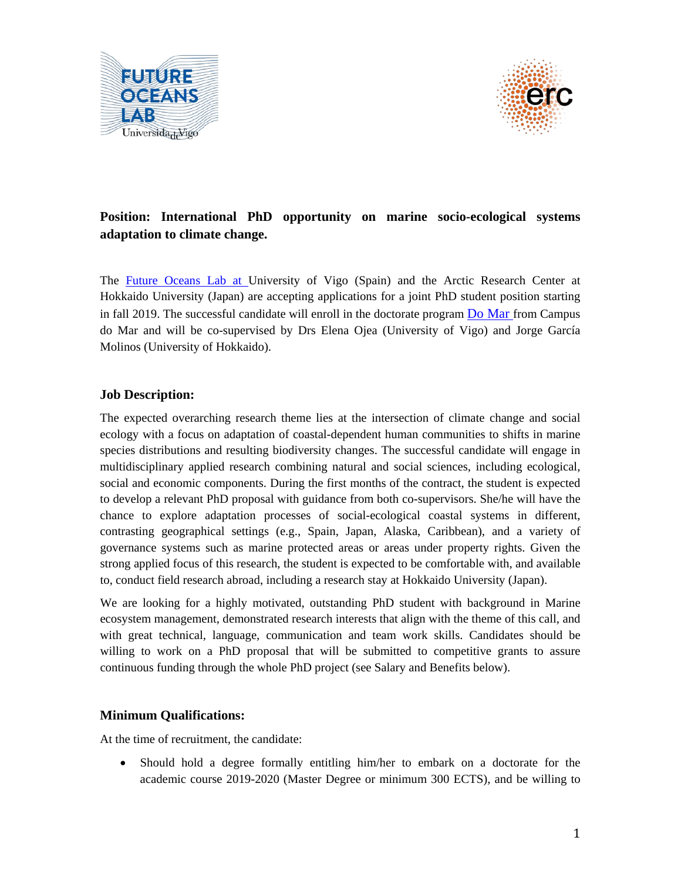**Position: International PhD opportunity on marine socio-ecological systems adaptation to climate change.**

The Future Oceans Lab at University of Vigo (Spain) and the Arctic Research Center at Hokkaido University (Japan) are accepting applications for a joint PhD student position starting in fall 2019. The successful candidate will enroll in the doctorate program Do Mar from Campus do Mar and will be co-supervised by Drs Elena Ojea (University of Vigo) and Jorge García Molinos (University of Hokkaido).

### Job Description:

The expected overarching research theme lies at the intersection of climate change and social ecology with a focus on adaptation of coastal-dependent human communities to shifts in marine species distributions and resulting biodiversity changes. The successful candidate will engage in multidisciplinary applied research combining natural and social sciences, including ecological, social and economic components. During the first months of the contract, the student is expected to develop a relevant PhD proposal with guidance from both co-supervisors. She/he will have the chance to explore adaptation processes of social-ecological coastal systems in different, contrasting geographical settings (e.g., Spain, Japan, Alaska, Caribbean), and a variety of governance systems such as marine protected areas or areas under property rights. Given the strong applied focus of this research, the student is expected to be comfortable with, and available to, conduct field research abroad, including a research stay at Hokkaido University (Japan).

We are looking for a highly motivated, outstanding PhD student with background in Marine ecosystem management, demonstrated research interests that align with the theme of this call, and with great technical, language, communication and team work skills. Candidates should be willing to work on a PhD proposal that will be submitted to competitive grants to assure continuous funding through the whole PhD project (see Salary and Benefits below).

### Minimum Qualifications:

At the time of recruitment, the candidate:

- Should hold a degree formally entitling him/her to embark on a doctorate for the academic course 2019-2020 (Master Degree or minimum 300 ECTS), and be willing to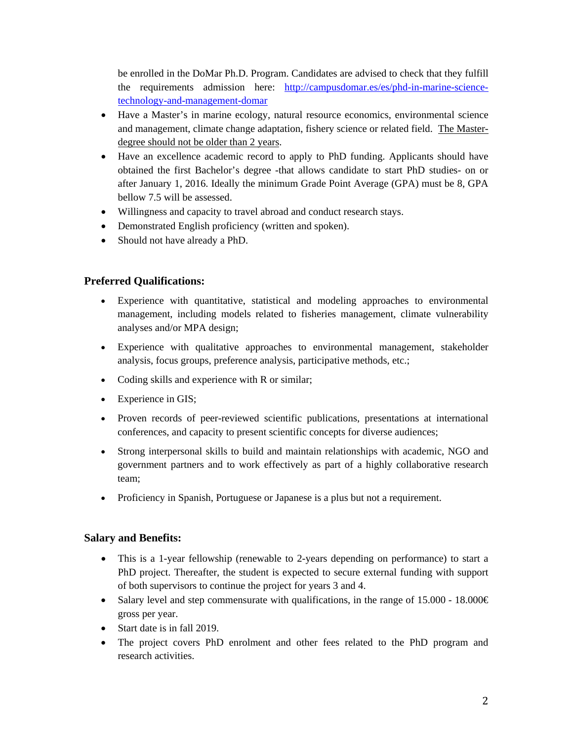be enrolled in the DoMar Ph.D. Program. Candidates are advised to check that they fulfill the requirements admission here: [http://campusdomar.es/es/phd-in-marine-science-technology-and-management-domar](http://campusdomar.es/es/phd-in-marine-science-technology-and-management-domar)

- Have a Master's in marine ecology, natural resource economics, environmental science and management, climate change adaptation, fishery science or related field. The Master-degree should not be older than 2 years.
- Have an excellence academic record to apply to PhD funding. Applicants should have obtained the first Bachelor's degree -that allows candidate to start PhD studies- on or after January 1, 2016. Ideally the minimum Grade Point Average (GPA) must be 8, GPA bellow 7.5 will be assessed.
- Willingness and capacity to travel abroad and conduct research stays.
- Demonstrated English proficiency (written and spoken).
- Should not have already a PhD.

### Preferred Qualifications:

- Experience with quantitative, statistical and modeling approaches to environmental management, including models related to fisheries management, climate vulnerability analyses and/or MPA design;
- Experience with qualitative approaches to environmental management, stakeholder analysis, focus groups, preference analysis, participative methods, etc.;
- Coding skills and experience with R or similar;
- Experience in GIS;
- Proven records of peer-reviewed scientific publications, presentations at international conferences, and capacity to present scientific concepts for diverse audiences;
- Strong interpersonal skills to build and maintain relationships with academic, NGO and government partners and to work effectively as part of a highly collaborative research team;
- Proficiency in Spanish, Portuguese or Japanese is a plus but not a requirement.

### Salary and Benefits:

- This is a 1-year fellowship (renewable to 2-years depending on performance) to start a PhD project. Thereafter, the student is expected to secure external funding with support of both supervisors to continue the project for years 3 and 4.
- Salary level and step commensurate with qualifications, in the range of 15.000 - 18.000€ gross per year.
- Start date is in fall 2019.
- The project covers PhD enrolment and other fees related to the PhD program and research activities.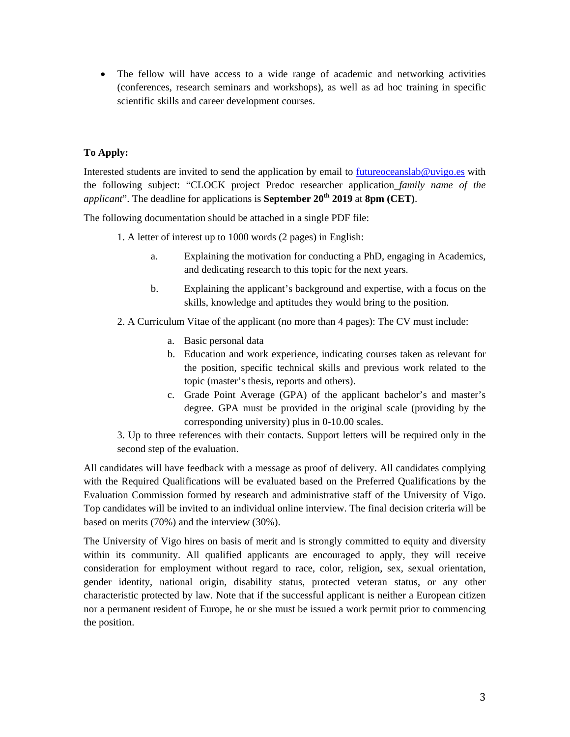- The fellow will have access to a wide range of academic and networking activities (conferences, research seminars and workshops), as well as ad hoc training in specific scientific skills and career development courses.

**To Apply:**

Interested students are invited to send the application by email to futureoceanslab@uvigo.es with the following subject: "CLOCK project Predoc researcher application_*family name of the applicant*". The deadline for applications is **September 20th 2019** at **8pm (CET)**.

The following documentation should be attached in a single PDF file:

1. A letter of interest up to 1000 words (2 pages) in English:
    a. Explaining the motivation for conducting a PhD, engaging in Academics, and dedicating research to this topic for the next years.
    b. Explaining the applicant's background and expertise, with a focus on the skills, knowledge and aptitudes they would bring to the position.
2. A Curriculum Vitae of the applicant (no more than 4 pages): The CV must include:
    a. Basic personal data
    b. Education and work experience, indicating courses taken as relevant for the position, specific technical skills and previous work related to the topic (master's thesis, reports and others).
    c. Grade Point Average (GPA) of the applicant bachelor's and master's degree. GPA must be provided in the original scale (providing by the corresponding university) plus in 0-10.00 scales.
3. Up to three references with their contacts. Support letters will be required only in the second step of the evaluation.

All candidates will have feedback with a message as proof of delivery. All candidates complying with the Required Qualifications will be evaluated based on the Preferred Qualifications by the Evaluation Commission formed by research and administrative staff of the University of Vigo. Top candidates will be invited to an individual online interview. The final decision criteria will be based on merits (70%) and the interview (30%).

The University of Vigo hires on basis of merit and is strongly committed to equity and diversity within its community. All qualified applicants are encouraged to apply, they will receive consideration for employment without regard to race, color, religion, sex, sexual orientation, gender identity, national origin, disability status, protected veteran status, or any other characteristic protected by law. Note that if the successful applicant is neither a European citizen nor a permanent resident of Europe, he or she must be issued a work permit prior to commencing the position.